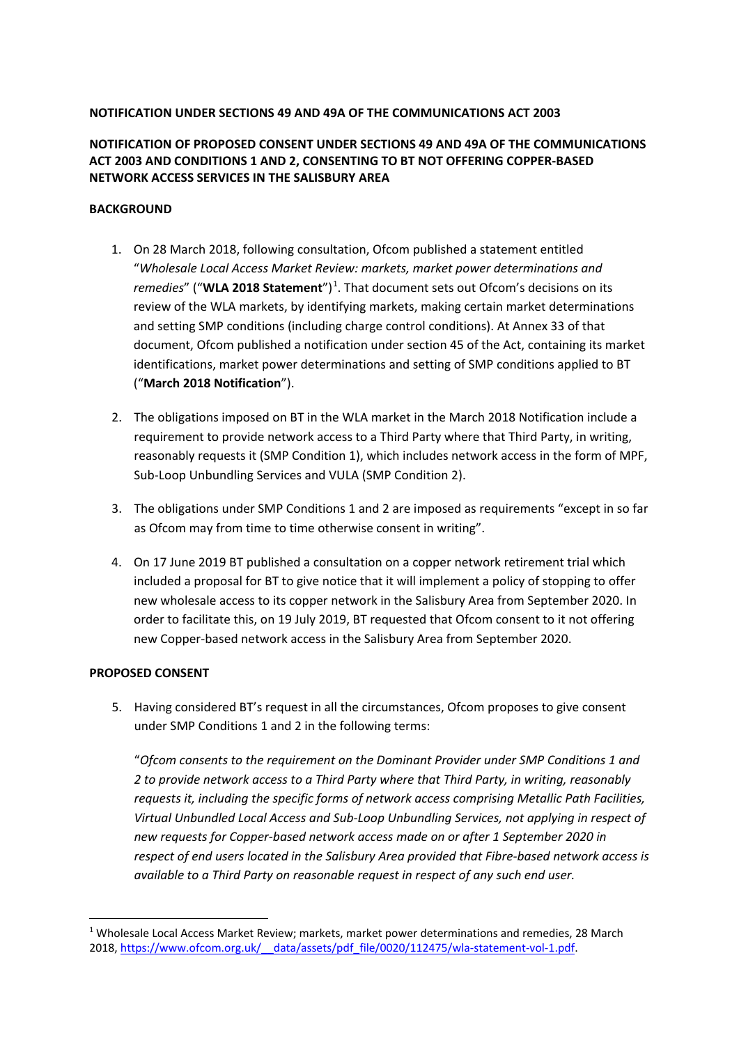**NOTIFICATION UNDER SECTIONS 49 AND 49A OF THE COMMUNICATIONS ACT 2003**

**NOTIFICATION OF PROPOSED CONSENT UNDER SECTIONS 49 AND 49A OF THE COMMUNICATIONS ACT 2003 AND CONDITIONS 1 AND 2, CONSENTING TO BT NOT OFFERING COPPER-BASED NETWORK ACCESS SERVICES IN THE SALISBURY AREA**

**BACKGROUND**

1. On 28 March 2018, following consultation, Ofcom published a statement entitled "*Wholesale Local Access Market Review: markets, market power determinations and remedies*" ("**WLA 2018 Statement**")[1]. That document sets out Ofcom's decisions on its review of the WLA markets, by identifying markets, making certain market determinations and setting SMP conditions (including charge control conditions). At Annex 33 of that document, Ofcom published a notification under section 45 of the Act, containing its market identifications, market power determinations and setting of SMP conditions applied to BT ("**March 2018 Notification**").

2. The obligations imposed on BT in the WLA market in the March 2018 Notification include a requirement to provide network access to a Third Party where that Third Party, in writing, reasonably requests it (SMP Condition 1), which includes network access in the form of MPF, Sub-Loop Unbundling Services and VULA (SMP Condition 2).

3. The obligations under SMP Conditions 1 and 2 are imposed as requirements "except in so far as Ofcom may from time to time otherwise consent in writing".

4. On 17 June 2019 BT published a consultation on a copper network retirement trial which included a proposal for BT to give notice that it will implement a policy of stopping to offer new wholesale access to its copper network in the Salisbury Area from September 2020. In order to facilitate this, on 19 July 2019, BT requested that Ofcom consent to it not offering new Copper-based network access in the Salisbury Area from September 2020.

**PROPOSED CONSENT**

5. Having considered BT's request in all the circumstances, Ofcom proposes to give consent under SMP Conditions 1 and 2 in the following terms:

   "*Ofcom consents to the requirement on the Dominant Provider under SMP Conditions 1 and 2 to provide network access to a Third Party where that Third Party, in writing, reasonably requests it, including the specific forms of network access comprising Metallic Path Facilities, Virtual Unbundled Local Access and Sub-Loop Unbundling Services, not applying in respect of new requests for Copper-based network access made on or after 1 September 2020 in respect of end users located in the Salisbury Area provided that Fibre-based network access is available to a Third Party on reasonable request in respect of any such end user.*

---

[1] Wholesale Local Access Market Review; markets, market power determinations and remedies, 28 March 2018, https://www.ofcom.org.uk/__data/assets/pdf_file/0020/112475/wla-statement-vol-1.pdf.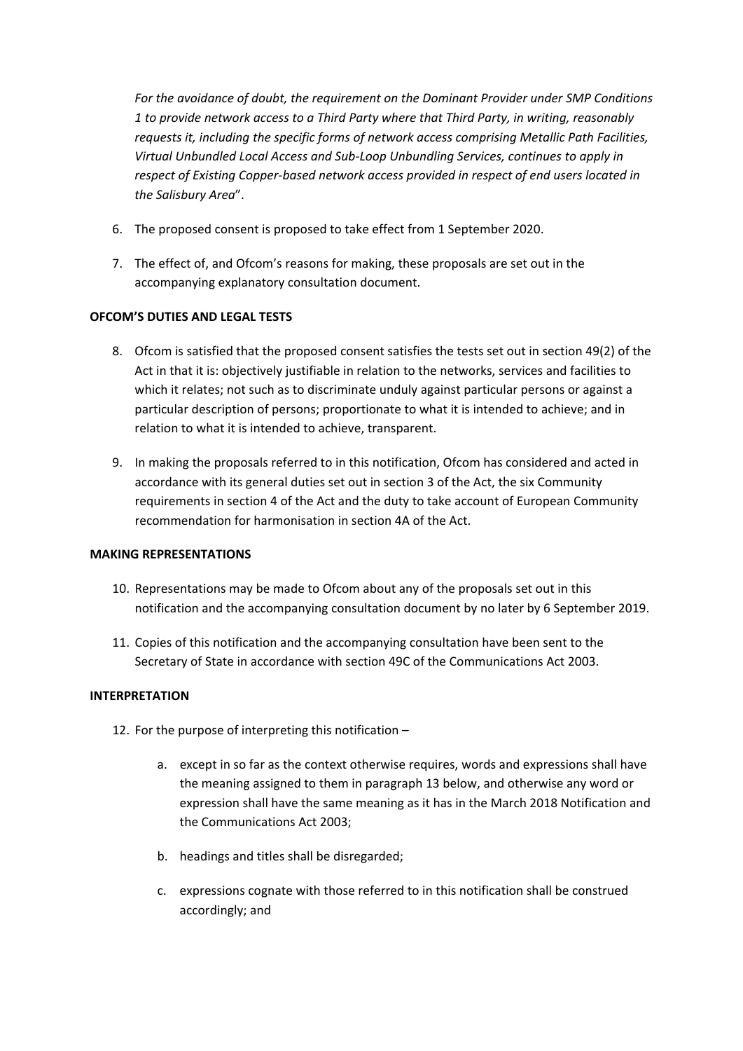*For the avoidance of doubt, the requirement on the Dominant Provider under SMP Conditions 1 to provide network access to a Third Party where that Third Party, in writing, reasonably requests it, including the specific forms of network access comprising Metallic Path Facilities, Virtual Unbundled Local Access and Sub-Loop Unbundling Services, continues to apply in respect of Existing Copper-based network access provided in respect of end users located in the Salisbury Area*".

6. The proposed consent is proposed to take effect from 1 September 2020.

7. The effect of, and Ofcom's reasons for making, these proposals are set out in the accompanying explanatory consultation document.

**OFCOM'S DUTIES AND LEGAL TESTS**

8. Ofcom is satisfied that the proposed consent satisfies the tests set out in section 49(2) of the Act in that it is: objectively justifiable in relation to the networks, services and facilities to which it relates; not such as to discriminate unduly against particular persons or against a particular description of persons; proportionate to what it is intended to achieve; and in relation to what it is intended to achieve, transparent.

9. In making the proposals referred to in this notification, Ofcom has considered and acted in accordance with its general duties set out in section 3 of the Act, the six Community requirements in section 4 of the Act and the duty to take account of European Community recommendation for harmonisation in section 4A of the Act.

**MAKING REPRESENTATIONS**

10. Representations may be made to Ofcom about any of the proposals set out in this notification and the accompanying consultation document by no later by 6 September 2019.

11. Copies of this notification and the accompanying consultation have been sent to the Secretary of State in accordance with section 49C of the Communications Act 2003.

**INTERPRETATION**

12. For the purpose of interpreting this notification –

    a. except in so far as the context otherwise requires, words and expressions shall have the meaning assigned to them in paragraph 13 below, and otherwise any word or expression shall have the same meaning as it has in the March 2018 Notification and the Communications Act 2003;

    b. headings and titles shall be disregarded;

    c. expressions cognate with those referred to in this notification shall be construed accordingly; and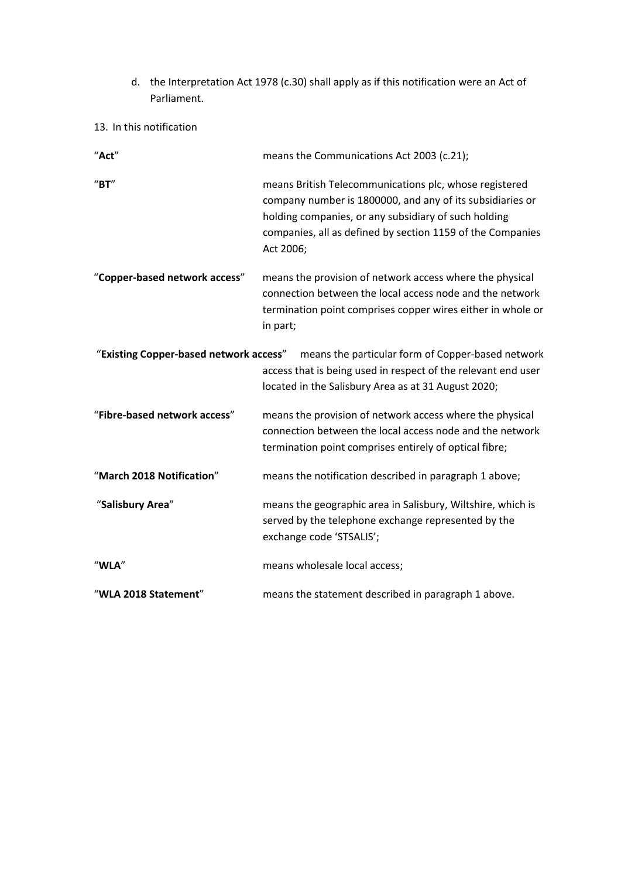d. the Interpretation Act 1978 (c.30) shall apply as if this notification were an Act of Parliament.

13. In this notification

| | |
|---|---|
| "**Act**" | means the Communications Act 2003 (c.21); |
| "**BT**" | means British Telecommunications plc, whose registered company number is 1800000, and any of its subsidiaries or holding companies, or any subsidiary of such holding companies, all as defined by section 1159 of the Companies Act 2006; |
| "**Copper-based network access**" | means the provision of network access where the physical connection between the local access node and the network termination point comprises copper wires either in whole or in part; |
| "**Existing Copper-based network access**" | means the particular form of Copper-based network access that is being used in respect of the relevant end user located in the Salisbury Area as at 31 August 2020; |
| "**Fibre-based network access**" | means the provision of network access where the physical connection between the local access node and the network termination point comprises entirely of optical fibre; |
| "**March 2018 Notification**" | means the notification described in paragraph 1 above; |
| "**Salisbury Area**" | means the geographic area in Salisbury, Wiltshire, which is served by the telephone exchange represented by the exchange code 'STSALIS'; |
| "**WLA**" | means wholesale local access; |
| "**WLA 2018 Statement**" | means the statement described in paragraph 1 above. |